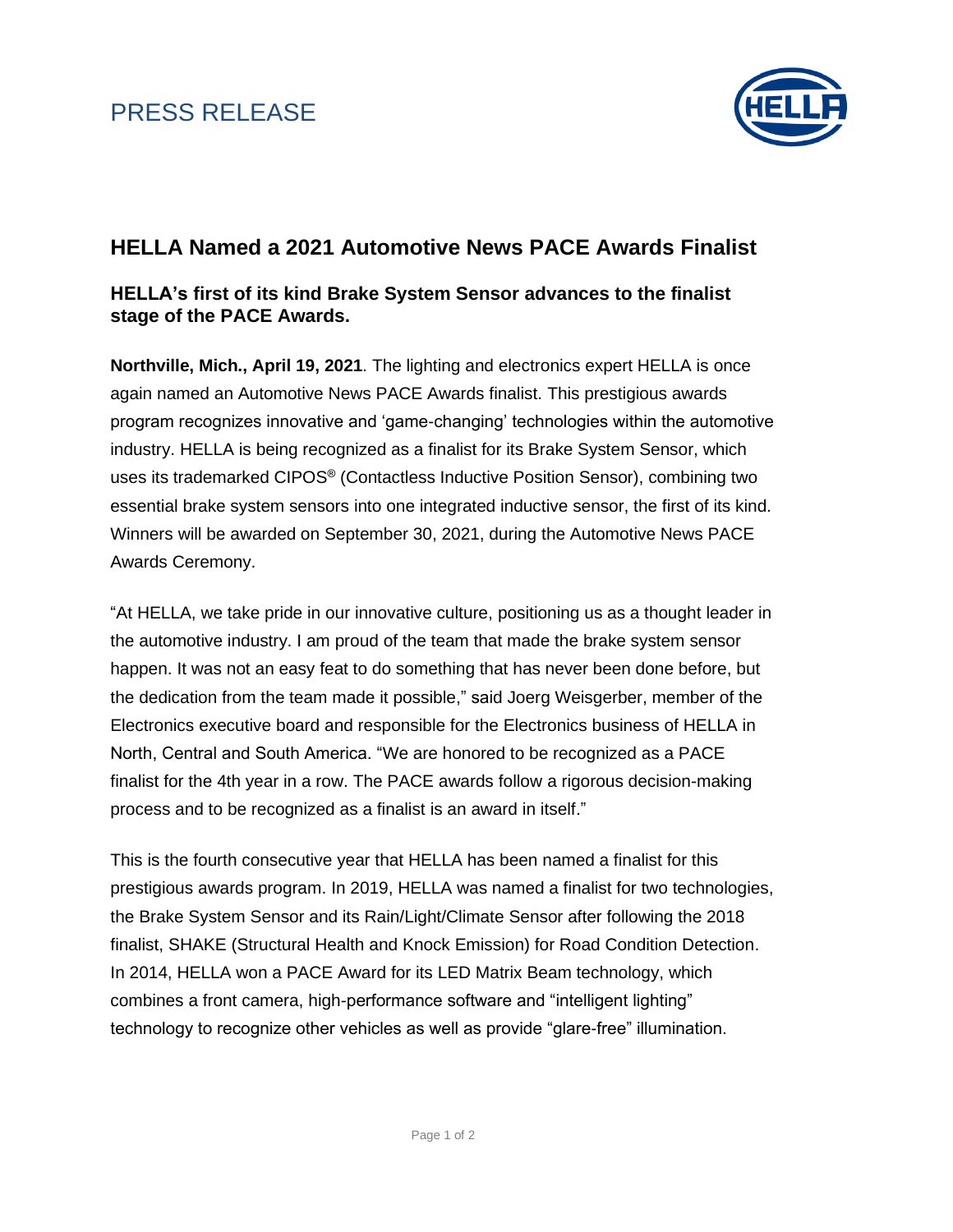PRESS RELEASE

# HELLA Named a 2021 Automotive News PACE Awards Finalist

## HELLA's first of its kind Brake System Sensor advances to the finalist stage of the PACE Awards.

**Northville, Mich., April 19, 2021**. The lighting and electronics expert HELLA is once again named an Automotive News PACE Awards finalist. This prestigious awards program recognizes innovative and 'game-changing' technologies within the automotive industry. HELLA is being recognized as a finalist for its Brake System Sensor, which uses its trademarked CIPOS® (Contactless Inductive Position Sensor), combining two essential brake system sensors into one integrated inductive sensor, the first of its kind. Winners will be awarded on September 30, 2021, during the Automotive News PACE Awards Ceremony.

"At HELLA, we take pride in our innovative culture, positioning us as a thought leader in the automotive industry. I am proud of the team that made the brake system sensor happen. It was not an easy feat to do something that has never been done before, but the dedication from the team made it possible," said Joerg Weisgerber, member of the Electronics executive board and responsible for the Electronics business of HELLA in North, Central and South America. "We are honored to be recognized as a PACE finalist for the 4th year in a row. The PACE awards follow a rigorous decision-making process and to be recognized as a finalist is an award in itself."

This is the fourth consecutive year that HELLA has been named a finalist for this prestigious awards program. In 2019, HELLA was named a finalist for two technologies, the Brake System Sensor and its Rain/Light/Climate Sensor after following the 2018 finalist, SHAKE (Structural Health and Knock Emission) for Road Condition Detection. In 2014, HELLA won a PACE Award for its LED Matrix Beam technology, which combines a front camera, high-performance software and "intelligent lighting" technology to recognize other vehicles as well as provide "glare-free" illumination.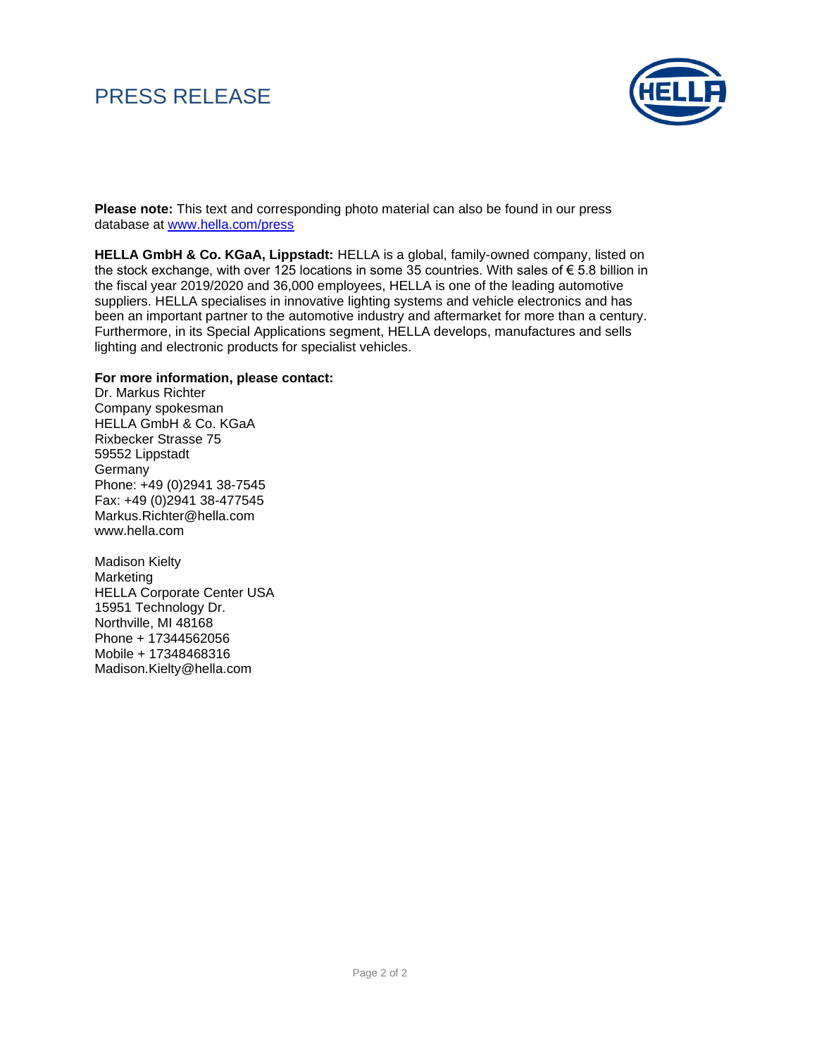**Please note:** This text and corresponding photo material can also be found in our press database at [www.hella.com/press](http://www.hella.com/press)

**HELLA GmbH & Co. KGaA, Lippstadt:** HELLA is a global, family-owned company, listed on the stock exchange, with over 125 locations in some 35 countries. With sales of € 5.8 billion in the fiscal year 2019/2020 and 36,000 employees, HELLA is one of the leading automotive suppliers. HELLA specialises in innovative lighting systems and vehicle electronics and has been an important partner to the automotive industry and aftermarket for more than a century. Furthermore, in its Special Applications segment, HELLA develops, manufactures and sells lighting and electronic products for specialist vehicles.

**For more information, please contact:**
Dr. Markus Richter
Company spokesman
HELLA GmbH & Co. KGaA
Rixbecker Strasse 75
59552 Lippstadt
Germany
Phone: +49 (0)2941 38-7545
Fax: +49 (0)2941 38-477545
Markus.Richter@hella.com
www.hella.com

Madison Kielty
Marketing
HELLA Corporate Center USA
15951 Technology Dr.
Northville, MI 48168
Phone + 17344562056
Mobile + 17348468316
Madison.Kielty@hella.com